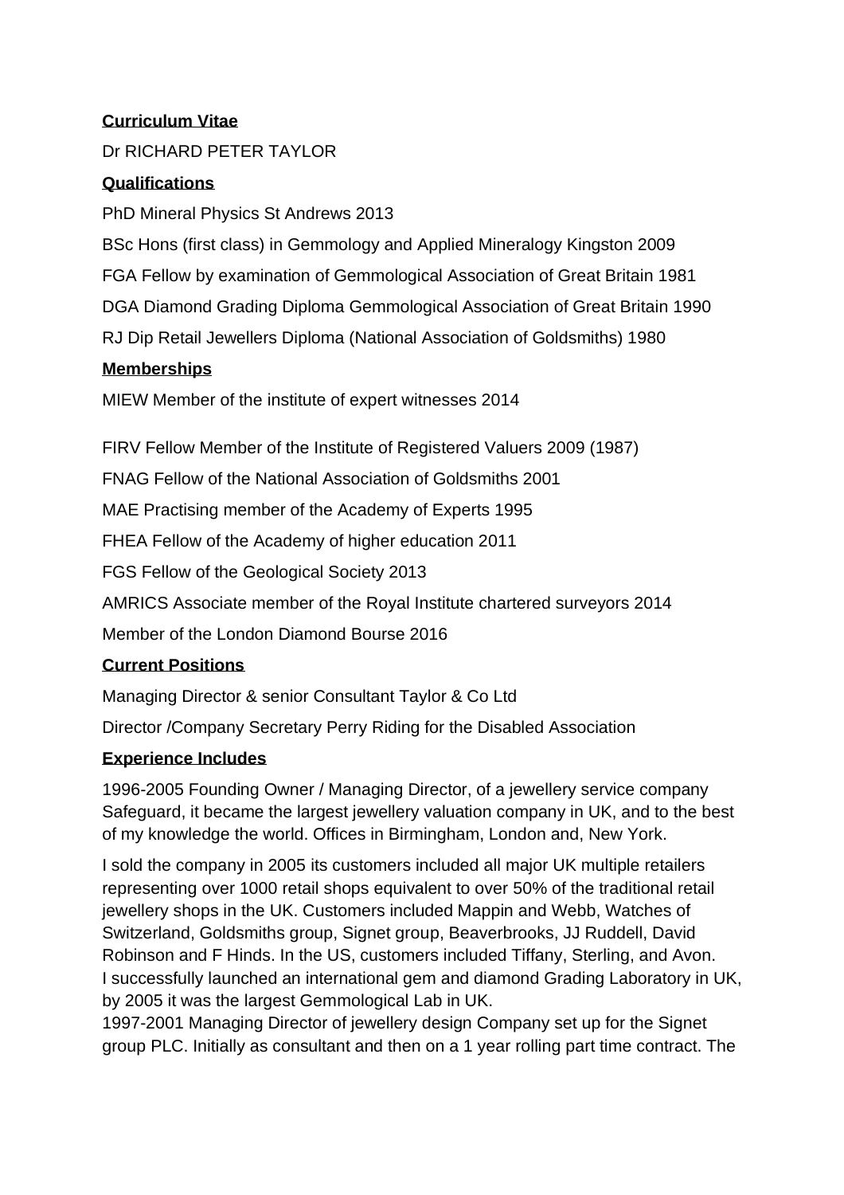**Curriculum Vitae**

Dr RICHARD PETER TAYLOR

**Qualifications**

PhD Mineral Physics St Andrews 2013

BSc Hons (first class) in Gemmology and Applied Mineralogy Kingston 2009

FGA Fellow by examination of Gemmological Association of Great Britain 1981

DGA Diamond Grading Diploma Gemmological Association of Great Britain 1990

RJ Dip Retail Jewellers Diploma (National Association of Goldsmiths) 1980

**Memberships**

MIEW Member of the institute of expert witnesses 2014

FIRV Fellow Member of the Institute of Registered Valuers 2009 (1987)

FNAG Fellow of the National Association of Goldsmiths 2001

MAE Practising member of the Academy of Experts 1995

FHEA Fellow of the Academy of higher education 2011

FGS Fellow of the Geological Society 2013

AMRICS Associate member of the Royal Institute chartered surveyors 2014

Member of the London Diamond Bourse 2016

**Current Positions**

Managing Director & senior Consultant Taylor & Co Ltd

Director /Company Secretary Perry Riding for the Disabled Association

**Experience Includes**

1996-2005 Founding Owner / Managing Director, of a jewellery service company Safeguard, it became the largest jewellery valuation company in UK, and to the best of my knowledge the world. Offices in Birmingham, London and, New York.

I sold the company in 2005 its customers included all major UK multiple retailers representing over 1000 retail shops equivalent to over 50% of the traditional retail jewellery shops in the UK. Customers included Mappin and Webb, Watches of Switzerland, Goldsmiths group, Signet group, Beaverbrooks, JJ Ruddell, David Robinson and F Hinds. In the US, customers included Tiffany, Sterling, and Avon.
I successfully launched an international gem and diamond Grading Laboratory in UK, by 2005 it was the largest Gemmological Lab in UK.
1997-2001 Managing Director of jewellery design Company set up for the Signet group PLC. Initially as consultant and then on a 1 year rolling part time contract. The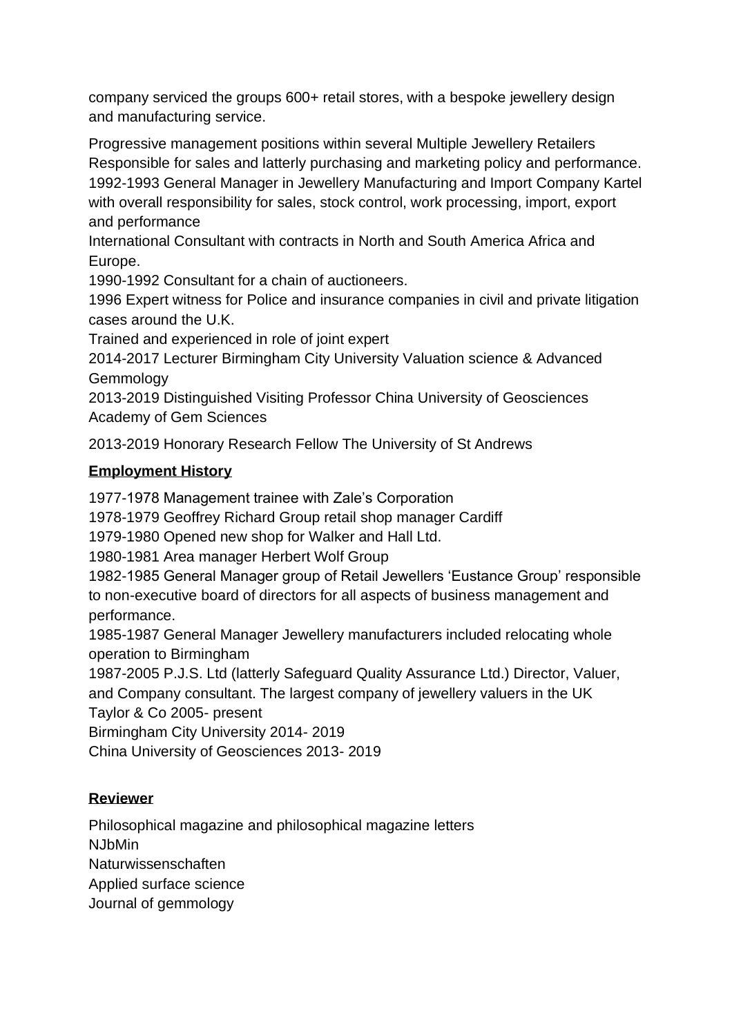company serviced the groups 600+ retail stores, with a bespoke jewellery design and manufacturing service.

Progressive management positions within several Multiple Jewellery Retailers Responsible for sales and latterly purchasing and marketing policy and performance.
1992-1993 General Manager in Jewellery Manufacturing and Import Company Kartel with overall responsibility for sales, stock control, work processing, import, export and performance
International Consultant with contracts in North and South America Africa and Europe.
1990-1992 Consultant for a chain of auctioneers.
1996 Expert witness for Police and insurance companies in civil and private litigation cases around the U.K.
Trained and experienced in role of joint expert
2014-2017 Lecturer Birmingham City University Valuation science & Advanced Gemmology
2013-2019 Distinguished Visiting Professor China University of Geosciences Academy of Gem Sciences

2013-2019 Honorary Research Fellow The University of St Andrews

## Employment History

1977-1978 Management trainee with Zale's Corporation
1978-1979 Geoffrey Richard Group retail shop manager Cardiff
1979-1980 Opened new shop for Walker and Hall Ltd.
1980-1981 Area manager Herbert Wolf Group
1982-1985 General Manager group of Retail Jewellers 'Eustance Group' responsible to non-executive board of directors for all aspects of business management and performance.
1985-1987 General Manager Jewellery manufacturers included relocating whole operation to Birmingham
1987-2005 P.J.S. Ltd (latterly Safeguard Quality Assurance Ltd.) Director, Valuer, and Company consultant. The largest company of jewellery valuers in the UK
Taylor & Co 2005- present
Birmingham City University 2014- 2019
China University of Geosciences 2013- 2019

## Reviewer

Philosophical magazine and philosophical magazine letters
NJbMin
Naturwissenschaften
Applied surface science
Journal of gemmology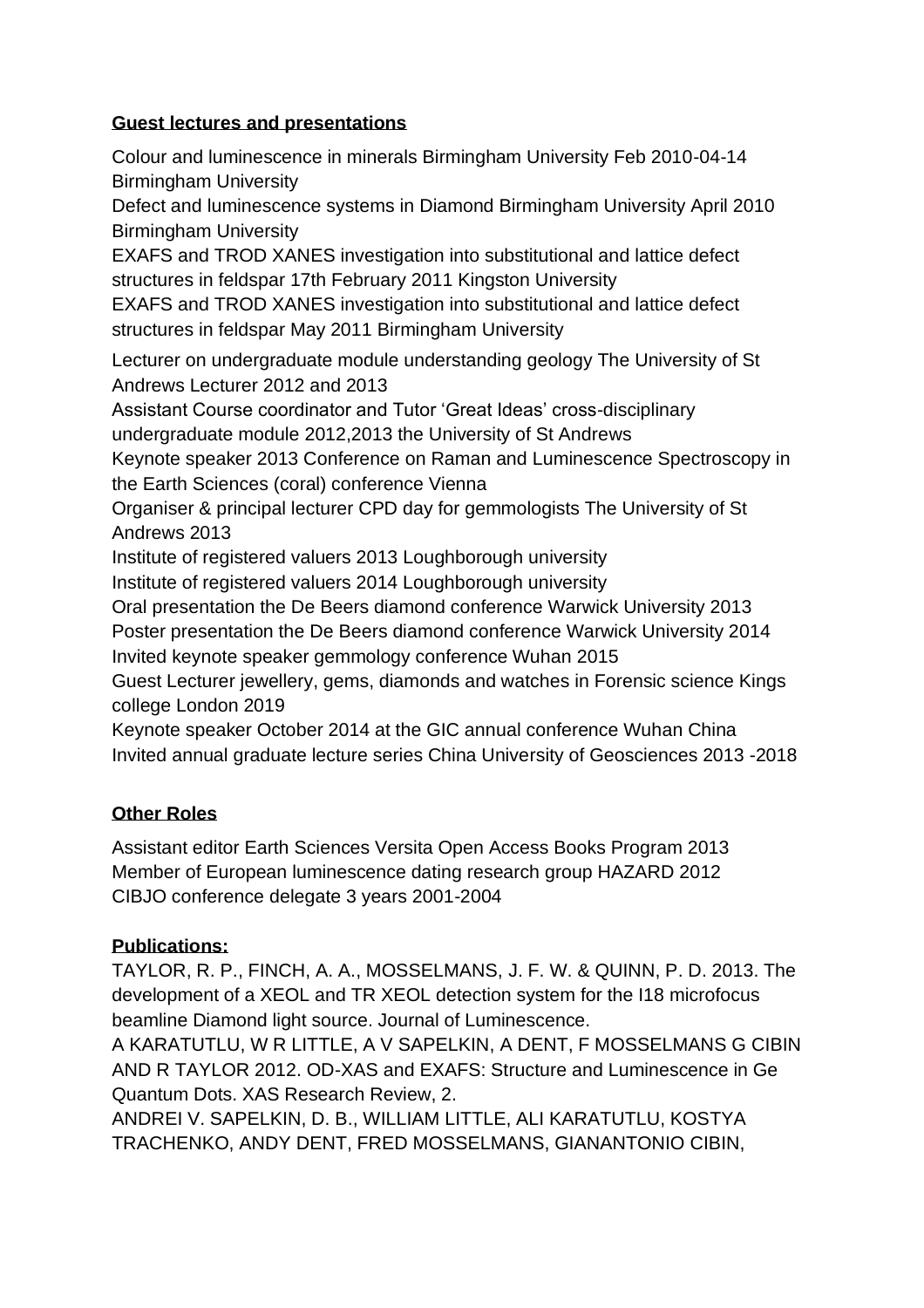**Guest lectures and presentations**

Colour and luminescence in minerals Birmingham University Feb 2010-04-14 Birmingham University
Defect and luminescence systems in Diamond Birmingham University April 2010 Birmingham University
EXAFS and TROD XANES investigation into substitutional and lattice defect structures in feldspar 17th February 2011 Kingston University
EXAFS and TROD XANES investigation into substitutional and lattice defect structures in feldspar May 2011 Birmingham University

Lecturer on undergraduate module understanding geology The University of St Andrews Lecturer 2012 and 2013
Assistant Course coordinator and Tutor 'Great Ideas' cross-disciplinary undergraduate module 2012,2013 the University of St Andrews
Keynote speaker 2013 Conference on Raman and Luminescence Spectroscopy in the Earth Sciences (coral) conference Vienna
Organiser & principal lecturer CPD day for gemmologists The University of St Andrews 2013
Institute of registered valuers 2013 Loughborough university
Institute of registered valuers 2014 Loughborough university
Oral presentation the De Beers diamond conference Warwick University 2013
Poster presentation the De Beers diamond conference Warwick University 2014
Invited keynote speaker gemmology conference Wuhan 2015
Guest Lecturer jewellery, gems, diamonds and watches in Forensic science Kings college London 2019
Keynote speaker October 2014 at the GIC annual conference Wuhan China
Invited annual graduate lecture series China University of Geosciences 2013 -2018

**Other Roles**

Assistant editor Earth Sciences Versita Open Access Books Program 2013
Member of European luminescence dating research group HAZARD 2012
CIBJO conference delegate 3 years 2001-2004

**Publications:**

TAYLOR, R. P., FINCH, A. A., MOSSELMANS, J. F. W. & QUINN, P. D. 2013. The development of a XEOL and TR XEOL detection system for the I18 microfocus beamline Diamond light source. Journal of Luminescence.
A KARATUTLU, W R LITTLE, A V SAPELKIN, A DENT, F MOSSELMANS G CIBIN AND R TAYLOR 2012. OD-XAS and EXAFS: Structure and Luminescence in Ge Quantum Dots. XAS Research Review, 2.
ANDREI V. SAPELKIN, D. B., WILLIAM LITTLE, ALI KARATUTLU, KOSTYA TRACHENKO, ANDY DENT, FRED MOSSELMANS, GIANANTONIO CIBIN,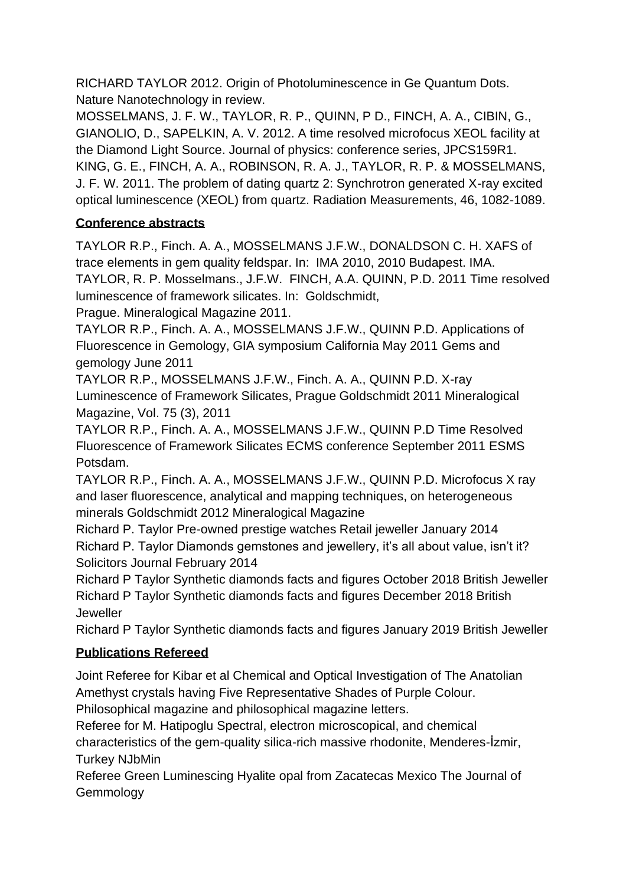RICHARD TAYLOR 2012. Origin of Photoluminescence in Ge Quantum Dots. Nature Nanotechnology in review.
MOSSELMANS, J. F. W., TAYLOR, R. P., QUINN, P D., FINCH, A. A., CIBIN, G., GIANOLIO, D., SAPELKIN, A. V. 2012. A time resolved microfocus XEOL facility at the Diamond Light Source. Journal of physics: conference series, JPCS159R1.
KING, G. E., FINCH, A. A., ROBINSON, R. A. J., TAYLOR, R. P. & MOSSELMANS, J. F. W. 2011. The problem of dating quartz 2: Synchrotron generated X-ray excited optical luminescence (XEOL) from quartz. Radiation Measurements, 46, 1082-1089.

**Conference abstracts**

TAYLOR R.P., Finch. A. A., MOSSELMANS J.F.W., DONALDSON C. H. XAFS of trace elements in gem quality feldspar. In: IMA 2010, 2010 Budapest. IMA.
TAYLOR, R. P. Mosselmans., J.F.W. FINCH, A.A. QUINN, P.D. 2011 Time resolved luminescence of framework silicates. In: Goldschmidt,
Prague. Mineralogical Magazine 2011.
TAYLOR R.P., Finch. A. A., MOSSELMANS J.F.W., QUINN P.D. Applications of Fluorescence in Gemology, GIA symposium California May 2011 Gems and gemology June 2011
TAYLOR R.P., MOSSELMANS J.F.W., Finch. A. A., QUINN P.D. X-ray Luminescence of Framework Silicates, Prague Goldschmidt 2011 Mineralogical Magazine, Vol. 75 (3), 2011
TAYLOR R.P., Finch. A. A., MOSSELMANS J.F.W., QUINN P.D Time Resolved Fluorescence of Framework Silicates ECMS conference September 2011 ESMS Potsdam.
TAYLOR R.P., Finch. A. A., MOSSELMANS J.F.W., QUINN P.D. Microfocus X ray and laser fluorescence, analytical and mapping techniques, on heterogeneous minerals Goldschmidt 2012 Mineralogical Magazine
Richard P. Taylor Pre-owned prestige watches Retail jeweller January 2014
Richard P. Taylor Diamonds gemstones and jewellery, it's all about value, isn't it? Solicitors Journal February 2014
Richard P Taylor Synthetic diamonds facts and figures October 2018 British Jeweller
Richard P Taylor Synthetic diamonds facts and figures December 2018 British Jeweller
Richard P Taylor Synthetic diamonds facts and figures January 2019 British Jeweller

**Publications Refereed**

Joint Referee for Kibar et al Chemical and Optical Investigation of The Anatolian Amethyst crystals having Five Representative Shades of Purple Colour. Philosophical magazine and philosophical magazine letters.
Referee for M. Hatipoglu Spectral, electron microscopical, and chemical characteristics of the gem-quality silica-rich massive rhodonite, Menderes-İzmir, Turkey NJbMin
Referee Green Luminescing Hyalite opal from Zacatecas Mexico The Journal of Gemmology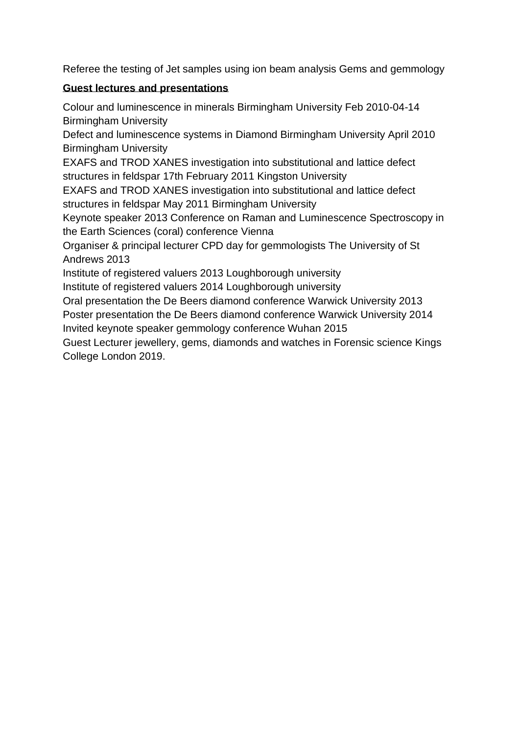Referee the testing of Jet samples using ion beam analysis Gems and gemmology

**Guest lectures and presentations**

Colour and luminescence in minerals Birmingham University Feb 2010-04-14 Birmingham University

Defect and luminescence systems in Diamond Birmingham University April 2010 Birmingham University

EXAFS and TROD XANES investigation into substitutional and lattice defect structures in feldspar 17th February 2011 Kingston University

EXAFS and TROD XANES investigation into substitutional and lattice defect structures in feldspar May 2011 Birmingham University

Keynote speaker 2013 Conference on Raman and Luminescence Spectroscopy in the Earth Sciences (coral) conference Vienna

Organiser & principal lecturer CPD day for gemmologists The University of St Andrews 2013

Institute of registered valuers 2013 Loughborough university

Institute of registered valuers 2014 Loughborough university

Oral presentation the De Beers diamond conference Warwick University 2013

Poster presentation the De Beers diamond conference Warwick University 2014

Invited keynote speaker gemmology conference Wuhan 2015

Guest Lecturer jewellery, gems, diamonds and watches in Forensic science Kings College London 2019.